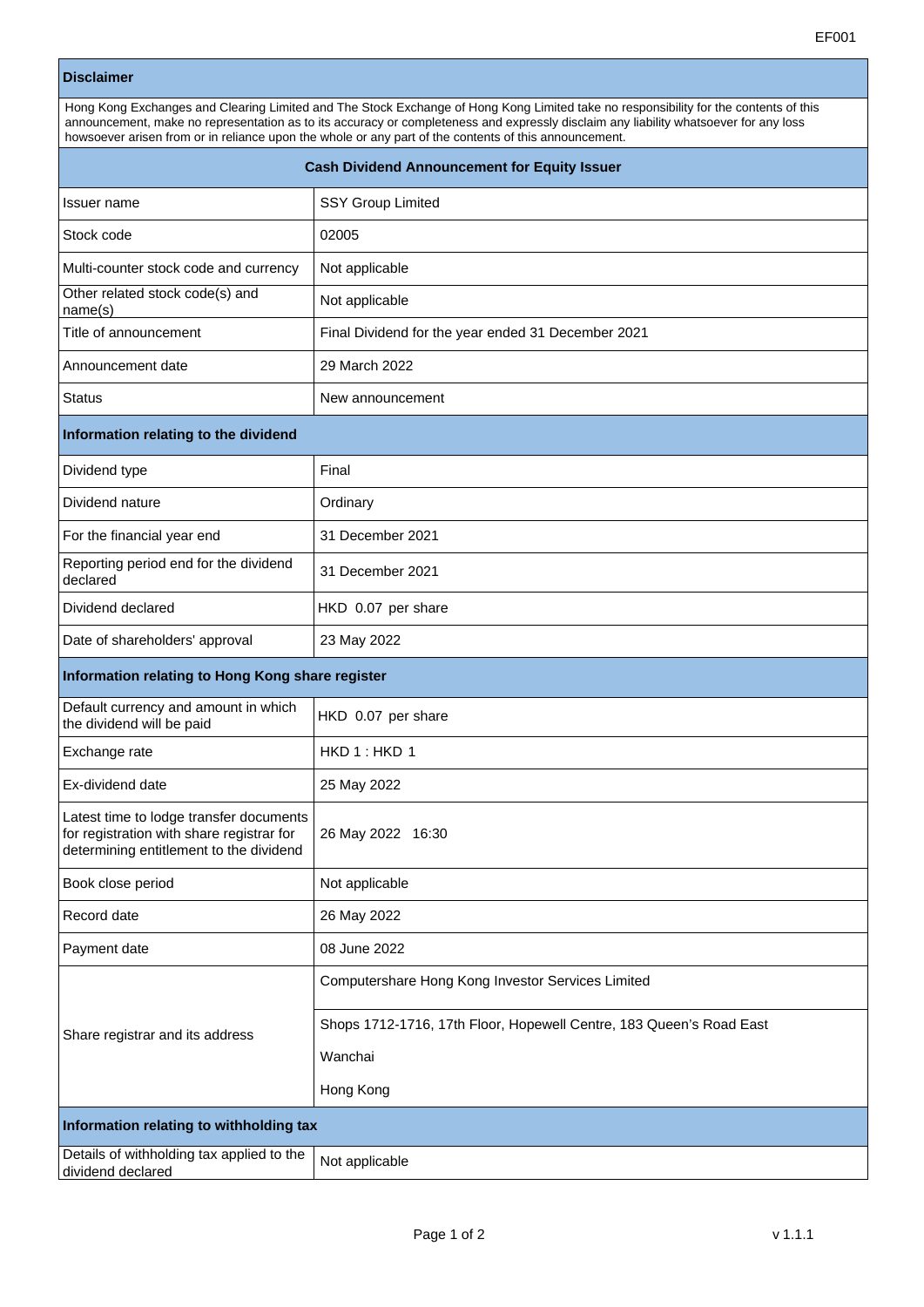## Disclaimer

Hong Kong Exchanges and Clearing Limited and The Stock Exchange of Hong Kong Limited take no responsibility for the contents of this announcement, make no representation as to its accuracy or completeness and expressly disclaim any liability whatsoever for any loss howsoever arisen from or in reliance upon the whole or any part of the contents of this announcement.

## Cash Dividend Announcement for Equity Issuer

| | |
|---|---|
| Issuer name | SSY Group Limited |
| Stock code | 02005 |
| Multi-counter stock code and currency | Not applicable |
| Other related stock code(s) and name(s) | Not applicable |
| Title of announcement | Final Dividend for the year ended 31 December 2021 |
| Announcement date | 29 March 2022 |
| Status | New announcement |

### Information relating to the dividend

| | |
|---|---|
| Dividend type | Final |
| Dividend nature | Ordinary |
| For the financial year end | 31 December 2021 |
| Reporting period end for the dividend declared | 31 December 2021 |
| Dividend declared | HKD 0.07 per share |
| Date of shareholders' approval | 23 May 2022 |

### Information relating to Hong Kong share register

| | |
|---|---|
| Default currency and amount in which the dividend will be paid | HKD 0.07 per share |
| Exchange rate | HKD 1 : HKD 1 |
| Ex-dividend date | 25 May 2022 |
| Latest time to lodge transfer documents for registration with share registrar for determining entitlement to the dividend | 26 May 2022 16:30 |
| Book close period | Not applicable |
| Record date | 26 May 2022 |
| Payment date | 08 June 2022 |
| Share registrar and its address | Computershare Hong Kong Investor Services Limited<br>Shops 1712-1716, 17th Floor, Hopewell Centre, 183 Queen's Road East<br>Wanchai<br>Hong Kong |

### Information relating to withholding tax

| | |
|---|---|
| Details of withholding tax applied to the dividend declared | Not applicable |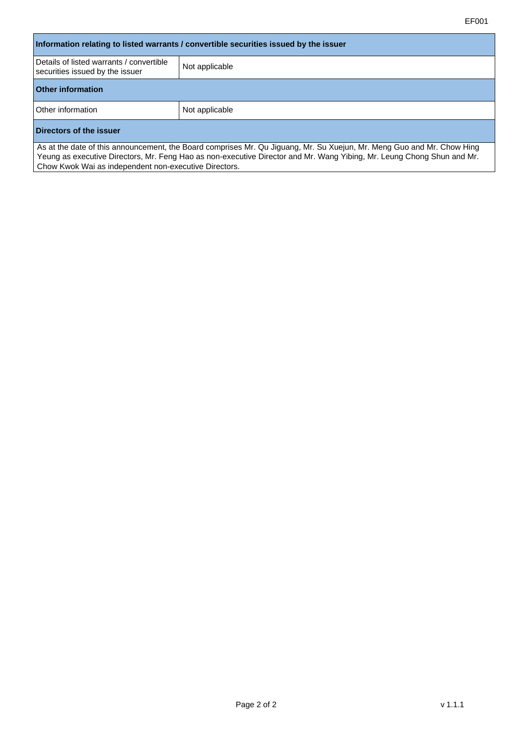| Information relating to listed warrants / convertible securities issued by the issuer | |
|---|---|
| Details of listed warrants / convertible securities issued by the issuer | Not applicable |

| Other information | |
|---|---|
| Other information | Not applicable |

**Directors of the issuer**

As at the date of this announcement, the Board comprises Mr. Qu Jiguang, Mr. Su Xuejun, Mr. Meng Guo and Mr. Chow Hing Yeung as executive Directors, Mr. Feng Hao as non-executive Director and Mr. Wang Yibing, Mr. Leung Chong Shun and Mr. Chow Kwok Wai as independent non-executive Directors.